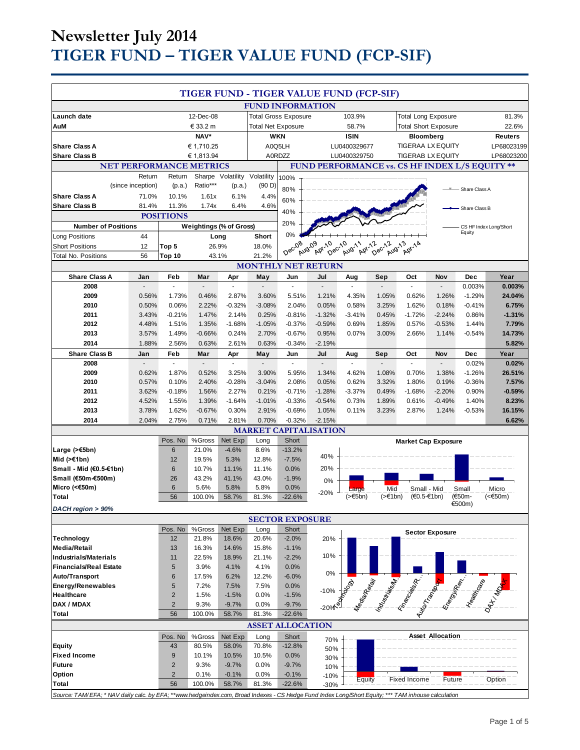# Newsletter July 2014

# TIGER FUND – TIGER VALUE FUND (FCP-SIF)

## TIGER FUND - TIGER VALUE FUND (FCP-SIF)

### FUND INFORMATION

| | | | | | |
|---|---|---|---|---|---|
| **Launch date** | 12-Dec-08 | Total Gross Exposure | 103.9% | Total Long Exposure | 81.3% |
| **AuM** | € 33.2 m | Total Net Exposure | 58.7% | Total Short Exposure | 22.6% |

| | NAV* | WKN | ISIN | Bloomberg | Reuters |
|---|---|---|---|---|---|
| **Share Class A** | € 1,710.25 | A0Q5LH | LU0400329677 | TIGERAA LX EQUITY | LP68023199 |
| **Share Class B** | € 1,813.94 | A0RDZZ | LU0400329750 | TIGERAB LX EQUITY | LP68023200 |

### NET PERFORMANCE METRICS

| | Return (since inception) | Return (p.a.) | Sharpe Ratio*** | Volatility (p.a.) | Volatility (90 D) |
|---|---|---|---|---|---|
| **Share Class A** | 71.0% | 10.1% | 1.61x | 6.1% | 4.4% |
| **Share Class B** | 81.4% | 11.3% | 1.74x | 6.4% | 4.6% |

### POSITIONS

| Number of Positions | | Weightings (% of Gross) | Long | Short |
|---|---|---|---|---|
| Long Positions | 44 | | | |
| Short Positions | 12 | Top 5 | 26.9% | 18.0% |
| Total No. Positions | 56 | Top 10 | 43.1% | 21.2% |

### FUND PERFORMANCE vs. CS HF INDEX L/S EQUITY **

### MONTHLY NET RETURN

| Share Class A | Jan | Feb | Mar | Apr | May | Jun | Jul | Aug | Sep | Oct | Nov | Dec | Year |
|---|---|---|---|---|---|---|---|---|---|---|---|---|---|
| 2008 | - | - | - | - | - | - | - | - | - | - | - | 0.003% | **0.003%** |
| 2009 | 0.56% | 1.73% | 0.46% | 2.87% | 3.60% | 5.51% | 1.21% | 4.35% | 1.05% | 0.62% | 1.26% | -1.29% | **24.04%** |
| 2010 | 0.50% | 0.06% | 2.22% | -0.32% | -3.08% | 2.04% | 0.05% | 0.58% | 3.25% | 1.62% | 0.18% | -0.41% | **6.75%** |
| 2011 | 3.43% | -0.21% | 1.47% | 2.14% | 0.25% | -0.81% | -1.32% | -3.41% | 0.45% | -1.72% | -2.24% | 0.86% | **-1.31%** |
| 2012 | 4.48% | 1.51% | 1.35% | -1.68% | -1.05% | -0.37% | -0.59% | 0.69% | 1.85% | 0.57% | -0.53% | 1.44% | **7.79%** |
| 2013 | 3.57% | 1.49% | -0.66% | 0.24% | 2.70% | -0.67% | 0.95% | 0.07% | 3.00% | 2.66% | 1.14% | -0.54% | **14.73%** |
| 2014 | 1.88% | 2.56% | 0.63% | 2.61% | 0.63% | -0.34% | -2.19% | | | | | | **5.82%** |

| Share Class B | Jan | Feb | Mar | Apr | May | Jun | Jul | Aug | Sep | Oct | Nov | Dec | Year |
|---|---|---|---|---|---|---|---|---|---|---|---|---|---|
| 2008 | - | - | - | - | - | - | - | - | - | - | - | 0.02% | **0.02%** |
| 2009 | 0.62% | 1.87% | 0.52% | 3.25% | 3.90% | 5.95% | 1.34% | 4.62% | 1.08% | 0.70% | 1.38% | -1.26% | **26.51%** |
| 2010 | 0.57% | 0.10% | 2.40% | -0.28% | -3.04% | 2.08% | 0.05% | 0.62% | 3.32% | 1.80% | 0.19% | -0.36% | **7.57%** |
| 2011 | 3.62% | -0.18% | 1.56% | 2.27% | 0.21% | -0.71% | -1.28% | -3.37% | 0.49% | -1.68% | -2.20% | 0.90% | **-0.59%** |
| 2012 | 4.52% | 1.55% | 1.39% | -1.64% | -1.01% | -0.33% | -0.54% | 0.73% | 1.89% | 0.61% | -0.49% | 1.40% | **8.23%** |
| 2013 | 3.78% | 1.62% | -0.67% | 0.30% | 2.91% | -0.69% | 1.05% | 0.11% | 3.23% | 2.87% | 1.24% | -0.53% | **16.15%** |
| 2014 | 2.04% | 2.75% | 0.71% | 2.81% | 0.70% | -0.32% | -2.15% | | | | | | **6.62%** |

### MARKET CAPITALISATION

| | Pos. No | %Gross | Net Exp | Long | Short |
|---|---|---|---|---|---|
| **Large (>€5bn)** | 6 | 21.0% | -4.6% | 8.6% | -13.2% |
| **Mid (>€1bn)** | 12 | 19.5% | 5.3% | 12.8% | -7.5% |
| **Small - Mid (€0.5-€1bn)** | 6 | 10.7% | 11.1% | 11.1% | 0.0% |
| **Small (€50m-€500m)** | 26 | 43.2% | 41.1% | 43.0% | -1.9% |
| **Micro (<€50m)** | 6 | 5.6% | 5.8% | 5.8% | 0.0% |
| **Total** | 56 | 100.0% | 58.7% | 81.3% | -22.6% |

*DACH region > 90%*

### SECTOR EXPOSURE

| | Pos. No | %Gross | Net Exp | Long | Short |
|---|---|---|---|---|---|
| **Technology** | 12 | 21.8% | 18.6% | 20.6% | -2.0% |
| **Media/Retail** | 13 | 16.3% | 14.6% | 15.8% | -1.1% |
| **Industrials/Materials** | 11 | 22.5% | 18.9% | 21.1% | -2.2% |
| **Financials/Real Estate** | 5 | 3.9% | 4.1% | 4.1% | 0.0% |
| **Auto/Transport** | 6 | 17.5% | 6.2% | 12.2% | -6.0% |
| **Energy/Renewables** | 5 | 7.2% | 7.5% | 7.5% | 0.0% |
| **Healthcare** | 2 | 1.5% | -1.5% | 0.0% | -1.5% |
| **DAX / MDAX** | 2 | 9.3% | -9.7% | 0.0% | -9.7% |
| **Total** | 56 | 100.0% | 58.7% | 81.3% | -22.6% |

### ASSET ALLOCATION

| | Pos. No | %Gross | Net Exp | Long | Short |
|---|---|---|---|---|---|
| **Equity** | 43 | 80.5% | 58.0% | 70.8% | -12.8% |
| **Fixed Income** | 9 | 10.1% | 10.5% | 10.5% | 0.0% |
| **Future** | 2 | 9.3% | -9.7% | 0.0% | -9.7% |
| **Option** | 2 | 0.1% | -0.1% | 0.0% | -0.1% |
| **Total** | 56 | 100.0% | 58.7% | 81.3% | -22.6% |

*Source: TAM/EFA; * NAV daily calc. by EFA; **www.hedgeindex.com, Broad Indexes - CS Hedge Fund Index Long/Short Equity; *** TAM inhouse calculation*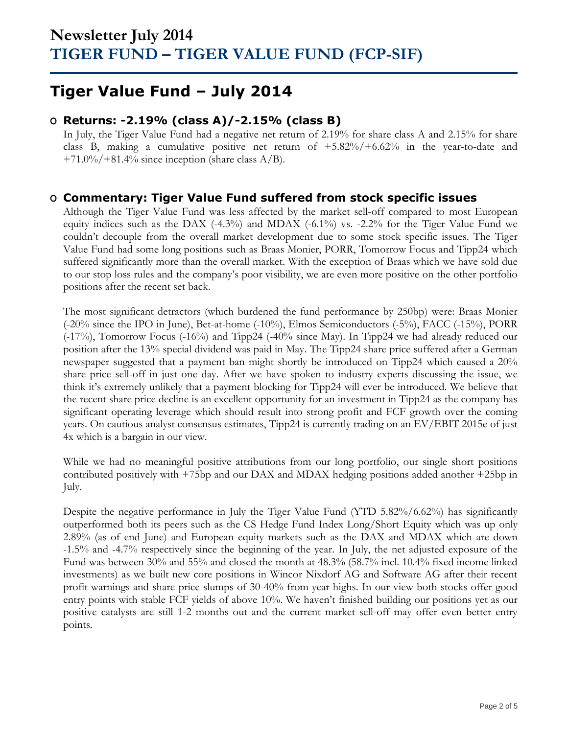# Newsletter July 2014
# TIGER FUND – TIGER VALUE FUND (FCP-SIF)

## Tiger Value Fund – July 2014

### Returns: -2.19% (class A)/-2.15% (class B)

In July, the Tiger Value Fund had a negative net return of 2.19% for share class A and 2.15% for share class B, making a cumulative positive net return of +5.82%/+6.62% in the year-to-date and +71.0%/+81.4% since inception (share class A/B).

### Commentary: Tiger Value Fund suffered from stock specific issues

Although the Tiger Value Fund was less affected by the market sell-off compared to most European equity indices such as the DAX (-4.3%) and MDAX (-6.1%) vs. -2.2% for the Tiger Value Fund we couldn't decouple from the overall market development due to some stock specific issues. The Tiger Value Fund had some long positions such as Braas Monier, PORR, Tomorrow Focus and Tipp24 which suffered significantly more than the overall market. With the exception of Braas which we have sold due to our stop loss rules and the company's poor visibility, we are even more positive on the other portfolio positions after the recent set back.

The most significant detractors (which burdened the fund performance by 250bp) were: Braas Monier (-20% since the IPO in June), Bet-at-home (-10%), Elmos Semiconductors (-5%), FACC (-15%), PORR (-17%), Tomorrow Focus (-16%) and Tipp24 (-40% since May). In Tipp24 we had already reduced our position after the 13% special dividend was paid in May. The Tipp24 share price suffered after a German newspaper suggested that a payment ban might shortly be introduced on Tipp24 which caused a 20% share price sell-off in just one day. After we have spoken to industry experts discussing the issue, we think it's extremely unlikely that a payment blocking for Tipp24 will ever be introduced. We believe that the recent share price decline is an excellent opportunity for an investment in Tipp24 as the company has significant operating leverage which should result into strong profit and FCF growth over the coming years. On cautious analyst consensus estimates, Tipp24 is currently trading on an EV/EBIT 2015e of just 4x which is a bargain in our view.

While we had no meaningful positive attributions from our long portfolio, our single short positions contributed positively with +75bp and our DAX and MDAX hedging positions added another +25bp in July.

Despite the negative performance in July the Tiger Value Fund (YTD 5.82%/6.62%) has significantly outperformed both its peers such as the CS Hedge Fund Index Long/Short Equity which was up only 2.89% (as of end June) and European equity markets such as the DAX and MDAX which are down -1.5% and -4.7% respectively since the beginning of the year. In July, the net adjusted exposure of the Fund was between 30% and 55% and closed the month at 48.3% (58.7% incl. 10.4% fixed income linked investments) as we built new core positions in Wincor Nixdorf AG and Software AG after their recent profit warnings and share price slumps of 30-40% from year highs. In our view both stocks offer good entry points with stable FCF yields of above 10%. We haven't finished building our positions yet as our positive catalysts are still 1-2 months out and the current market sell-off may offer even better entry points.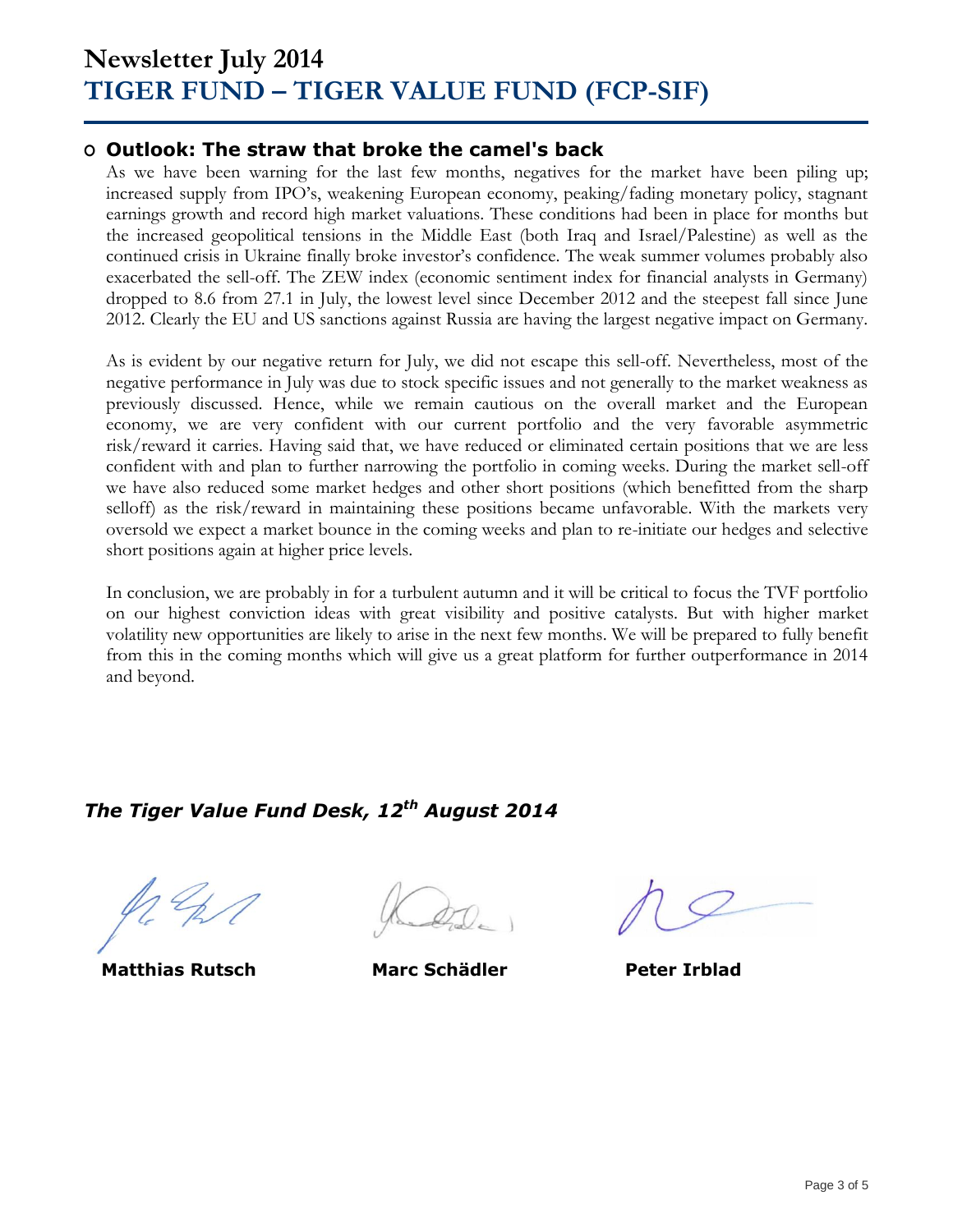# Newsletter July 2014
# TIGER FUND – TIGER VALUE FUND (FCP-SIF)

## Outlook: The straw that broke the camel's back

As we have been warning for the last few months, negatives for the market have been piling up; increased supply from IPO's, weakening European economy, peaking/fading monetary policy, stagnant earnings growth and record high market valuations. These conditions had been in place for months but the increased geopolitical tensions in the Middle East (both Iraq and Israel/Palestine) as well as the continued crisis in Ukraine finally broke investor's confidence. The weak summer volumes probably also exacerbated the sell-off. The ZEW index (economic sentiment index for financial analysts in Germany) dropped to 8.6 from 27.1 in July, the lowest level since December 2012 and the steepest fall since June 2012. Clearly the EU and US sanctions against Russia are having the largest negative impact on Germany.

As is evident by our negative return for July, we did not escape this sell-off. Nevertheless, most of the negative performance in July was due to stock specific issues and not generally to the market weakness as previously discussed. Hence, while we remain cautious on the overall market and the European economy, we are very confident with our current portfolio and the very favorable asymmetric risk/reward it carries. Having said that, we have reduced or eliminated certain positions that we are less confident with and plan to further narrowing the portfolio in coming weeks. During the market sell-off we have also reduced some market hedges and other short positions (which benefitted from the sharp selloff) as the risk/reward in maintaining these positions became unfavorable. With the markets very oversold we expect a market bounce in the coming weeks and plan to re-initiate our hedges and selective short positions again at higher price levels.

In conclusion, we are probably in for a turbulent autumn and it will be critical to focus the TVF portfolio on our highest conviction ideas with great visibility and positive catalysts. But with higher market volatility new opportunities are likely to arise in the next few months. We will be prepared to fully benefit from this in the coming months which will give us a great platform for further outperformance in 2014 and beyond.

***The Tiger Value Fund Desk, 12th August 2014***

**Matthias Rutsch** **Marc Schädler** **Peter Irblad**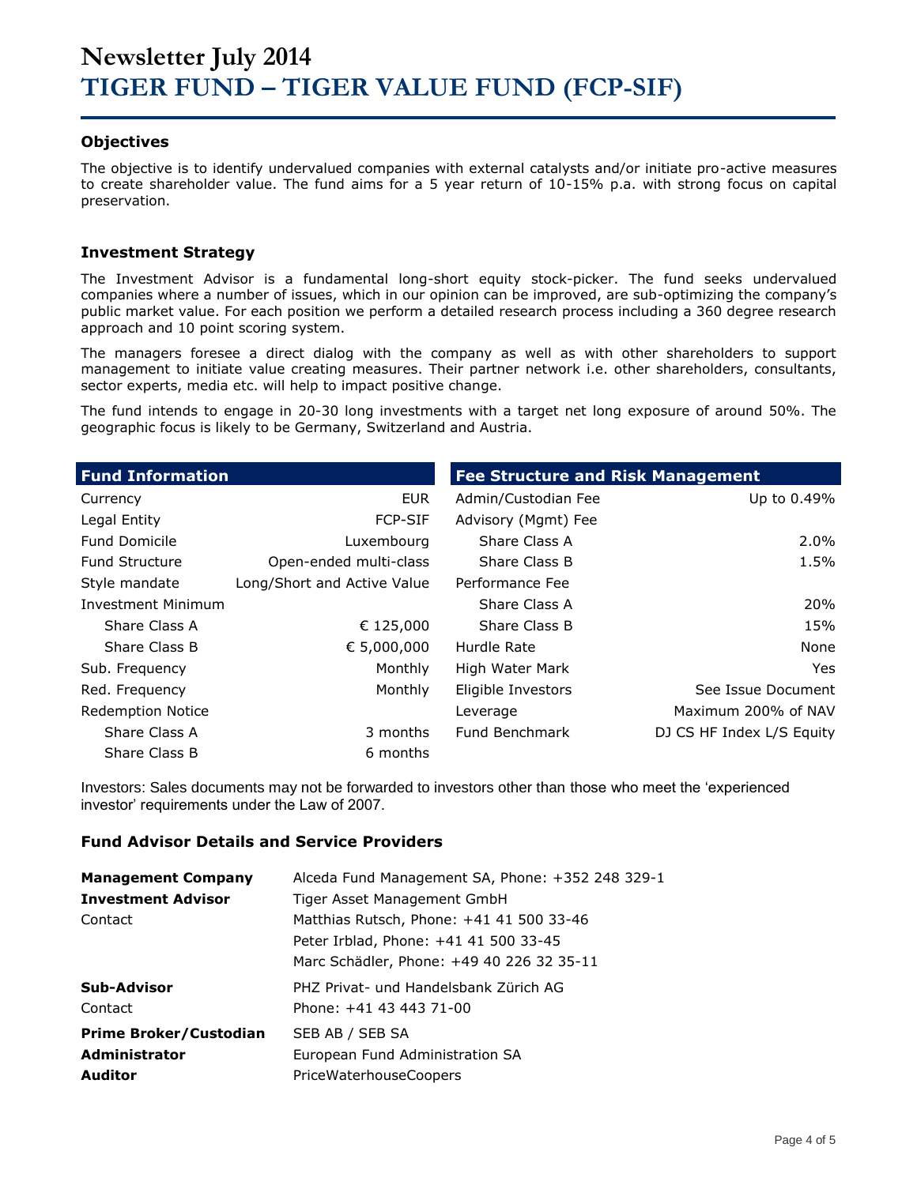# Newsletter July 2014
# TIGER FUND – TIGER VALUE FUND (FCP-SIF)

### Objectives

The objective is to identify undervalued companies with external catalysts and/or initiate pro-active measures to create shareholder value. The fund aims for a 5 year return of 10-15% p.a. with strong focus on capital preservation.

### Investment Strategy

The Investment Advisor is a fundamental long-short equity stock-picker. The fund seeks undervalued companies where a number of issues, which in our opinion can be improved, are sub-optimizing the company's public market value. For each position we perform a detailed research process including a 360 degree research approach and 10 point scoring system.

The managers foresee a direct dialog with the company as well as with other shareholders to support management to initiate value creating measures. Their partner network i.e. other shareholders, consultants, sector experts, media etc. will help to impact positive change.

The fund intends to engage in 20-30 long investments with a target net long exposure of around 50%. The geographic focus is likely to be Germany, Switzerland and Austria.

| Fund Information | |
|---|---|
| Currency | EUR |
| Legal Entity | FCP-SIF |
| Fund Domicile | Luxembourg |
| Fund Structure | Open-ended multi-class |
| Style mandate | Long/Short and Active Value |
| Investment Minimum | |
| Share Class A | € 125,000 |
| Share Class B | € 5,000,000 |
| Sub. Frequency | Monthly |
| Red. Frequency | Monthly |
| Redemption Notice | |
| Share Class A | 3 months |
| Share Class B | 6 months |

| Fee Structure and Risk Management | |
|---|---|
| Admin/Custodian Fee | Up to 0.49% |
| Advisory (Mgmt) Fee | |
| Share Class A | 2.0% |
| Share Class B | 1.5% |
| Performance Fee | |
| Share Class A | 20% |
| Share Class B | 15% |
| Hurdle Rate | None |
| High Water Mark | Yes |
| Eligible Investors | See Issue Document |
| Leverage | Maximum 200% of NAV |
| Fund Benchmark | DJ CS HF Index L/S Equity |

Investors: Sales documents may not be forwarded to investors other than those who meet the 'experienced investor' requirements under the Law of 2007.

### Fund Advisor Details and Service Providers

| | |
|---|---|
| **Management Company** | Alceda Fund Management SA, Phone: +352 248 329-1 |
| **Investment Advisor** | Tiger Asset Management GmbH |
| Contact | Matthias Rutsch, Phone: +41 41 500 33-46 |
| | Peter Irblad, Phone: +41 41 500 33-45 |
| | Marc Schädler, Phone: +49 40 226 32 35-11 |
| **Sub-Advisor** | PHZ Privat- und Handelsbank Zürich AG |
| Contact | Phone: +41 43 443 71-00 |
| **Prime Broker/Custodian** | SEB AB / SEB SA |
| **Administrator** | European Fund Administration SA |
| **Auditor** | PriceWaterhouseCoopers |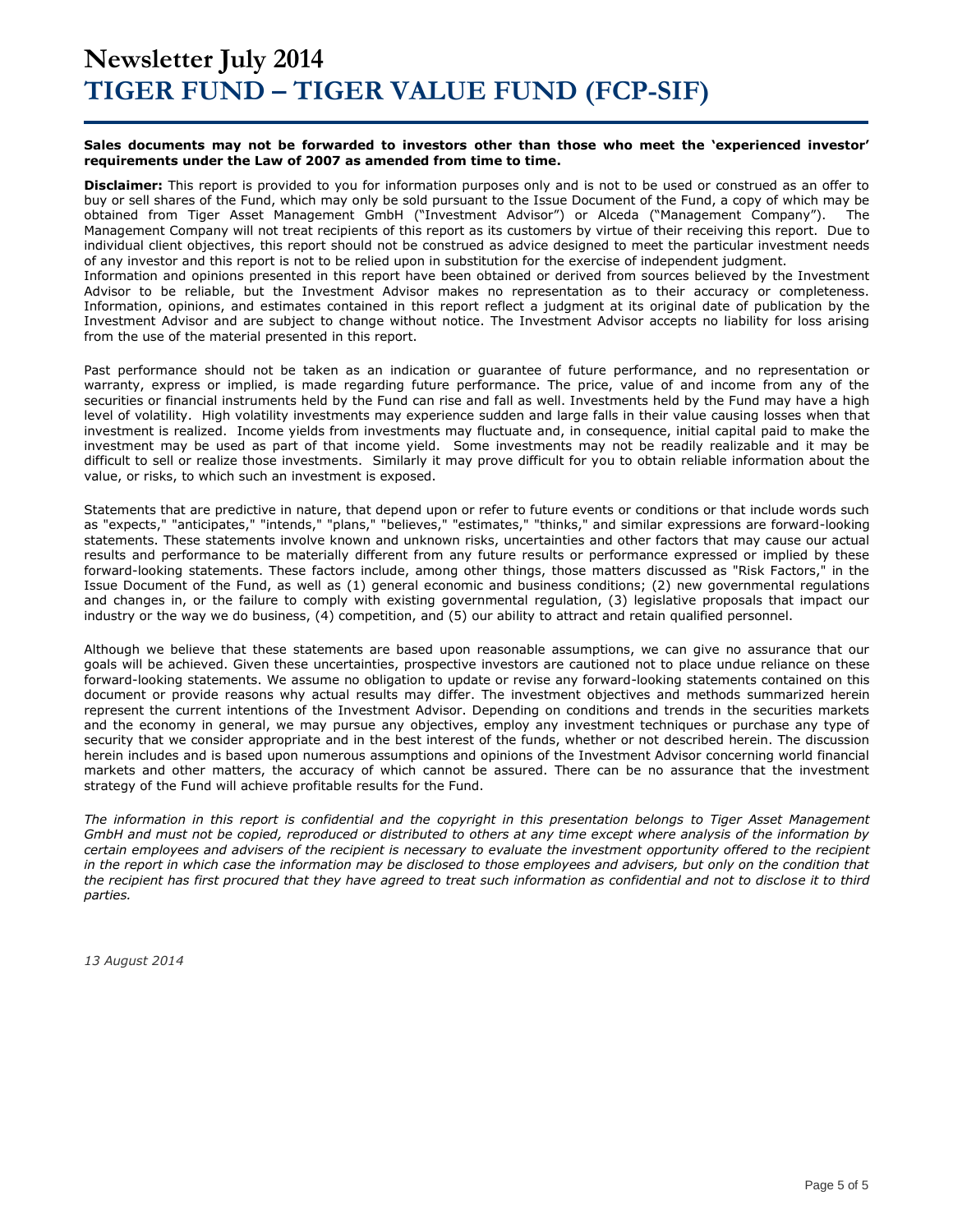# Newsletter July 2014
# TIGER FUND – TIGER VALUE FUND (FCP-SIF)

**Sales documents may not be forwarded to investors other than those who meet the 'experienced investor' requirements under the Law of 2007 as amended from time to time.**

**Disclaimer:** This report is provided to you for information purposes only and is not to be used or construed as an offer to buy or sell shares of the Fund, which may only be sold pursuant to the Issue Document of the Fund, a copy of which may be obtained from Tiger Asset Management GmbH ("Investment Advisor") or Alceda ("Management Company"). The Management Company will not treat recipients of this report as its customers by virtue of their receiving this report. Due to individual client objectives, this report should not be construed as advice designed to meet the particular investment needs of any investor and this report is not to be relied upon in substitution for the exercise of independent judgment.
Information and opinions presented in this report have been obtained or derived from sources believed by the Investment Advisor to be reliable, but the Investment Advisor makes no representation as to their accuracy or completeness. Information, opinions, and estimates contained in this report reflect a judgment at its original date of publication by the Investment Advisor and are subject to change without notice. The Investment Advisor accepts no liability for loss arising from the use of the material presented in this report.

Past performance should not be taken as an indication or guarantee of future performance, and no representation or warranty, express or implied, is made regarding future performance. The price, value of and income from any of the securities or financial instruments held by the Fund can rise and fall as well. Investments held by the Fund may have a high level of volatility. High volatility investments may experience sudden and large falls in their value causing losses when that investment is realized. Income yields from investments may fluctuate and, in consequence, initial capital paid to make the investment may be used as part of that income yield. Some investments may not be readily realizable and it may be difficult to sell or realize those investments. Similarly it may prove difficult for you to obtain reliable information about the value, or risks, to which such an investment is exposed.

Statements that are predictive in nature, that depend upon or refer to future events or conditions or that include words such as "expects," "anticipates," "intends," "plans," "believes," "estimates," "thinks," and similar expressions are forward-looking statements. These statements involve known and unknown risks, uncertainties and other factors that may cause our actual results and performance to be materially different from any future results or performance expressed or implied by these forward-looking statements. These factors include, among other things, those matters discussed as "Risk Factors," in the Issue Document of the Fund, as well as (1) general economic and business conditions; (2) new governmental regulations and changes in, or the failure to comply with existing governmental regulation, (3) legislative proposals that impact our industry or the way we do business, (4) competition, and (5) our ability to attract and retain qualified personnel.

Although we believe that these statements are based upon reasonable assumptions, we can give no assurance that our goals will be achieved. Given these uncertainties, prospective investors are cautioned not to place undue reliance on these forward-looking statements. We assume no obligation to update or revise any forward-looking statements contained on this document or provide reasons why actual results may differ. The investment objectives and methods summarized herein represent the current intentions of the Investment Advisor. Depending on conditions and trends in the securities markets and the economy in general, we may pursue any objectives, employ any investment techniques or purchase any type of security that we consider appropriate and in the best interest of the funds, whether or not described herein. The discussion herein includes and is based upon numerous assumptions and opinions of the Investment Advisor concerning world financial markets and other matters, the accuracy of which cannot be assured. There can be no assurance that the investment strategy of the Fund will achieve profitable results for the Fund.

*The information in this report is confidential and the copyright in this presentation belongs to Tiger Asset Management GmbH and must not be copied, reproduced or distributed to others at any time except where analysis of the information by certain employees and advisers of the recipient is necessary to evaluate the investment opportunity offered to the recipient in the report in which case the information may be disclosed to those employees and advisers, but only on the condition that the recipient has first procured that they have agreed to treat such information as confidential and not to disclose it to third parties.*

*13 August 2014*